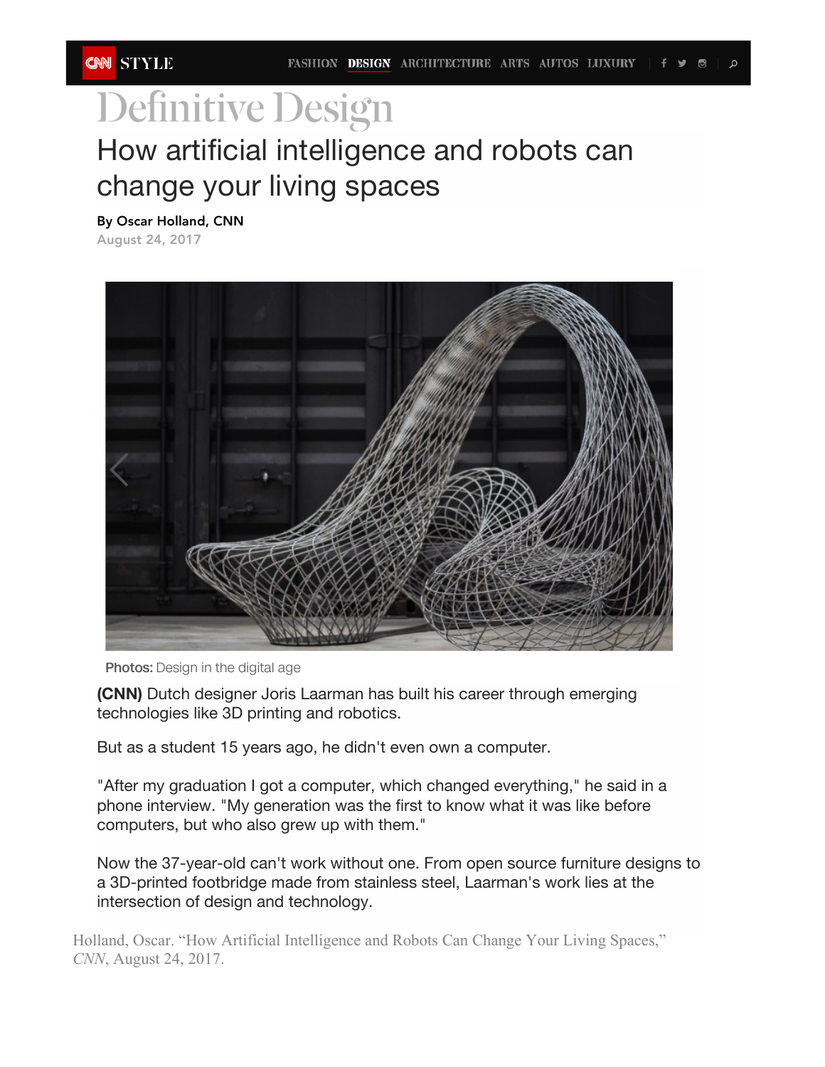# Definitive Design

## How artificial intelligence and robots can change your living spaces

**By Oscar Holland, CNN**
August 24, 2017

**Photos:** Design in the digital age

**(CNN)** Dutch designer Joris Laarman has built his career through emerging technologies like 3D printing and robotics.

But as a student 15 years ago, he didn't even own a computer.

"After my graduation I got a computer, which changed everything," he said in a phone interview. "My generation was the first to know what it was like before computers, but who also grew up with them."

Now the 37-year-old can't work without one. From open source furniture designs to a 3D-printed footbridge made from stainless steel, Laarman's work lies at the intersection of design and technology.

Holland, Oscar. "How Artificial Intelligence and Robots Can Change Your Living Spaces," *CNN*, August 24, 2017.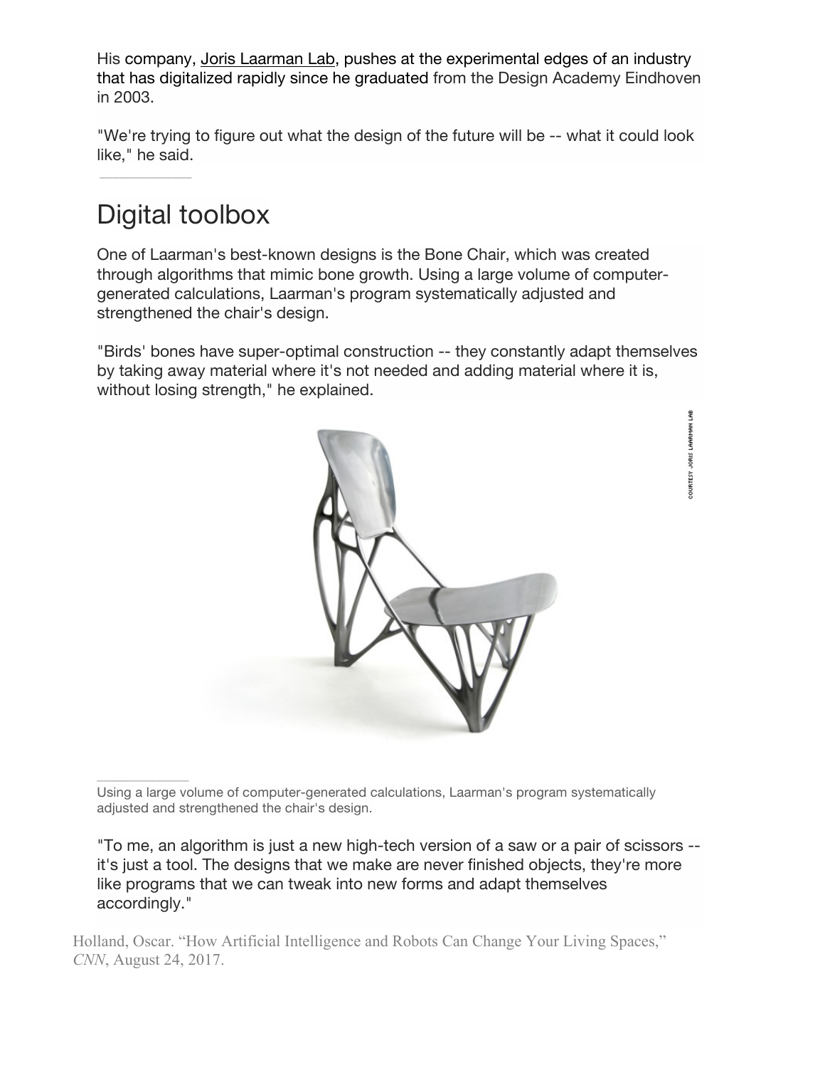His company, Joris Laarman Lab, pushes at the experimental edges of an industry that has digitalized rapidly since he graduated from the Design Academy Eindhoven in 2003.

"We're trying to figure out what the design of the future will be -- what it could look like," he said.

## Digital toolbox

One of Laarman's best-known designs is the Bone Chair, which was created through algorithms that mimic bone growth. Using a large volume of computer-generated calculations, Laarman's program systematically adjusted and strengthened the chair's design.

"Birds' bones have super-optimal construction -- they constantly adapt themselves by taking away material where it's not needed and adding material where it is, without losing strength," he explained.

COURTESY JORIS LAARMAN LAB

Using a large volume of computer-generated calculations, Laarman's program systematically adjusted and strengthened the chair's design.

"To me, an algorithm is just a new high-tech version of a saw or a pair of scissors -- it's just a tool. The designs that we make are never finished objects, they're more like programs that we can tweak into new forms and adapt themselves accordingly."

Holland, Oscar. "How Artificial Intelligence and Robots Can Change Your Living Spaces," *CNN*, August 24, 2017.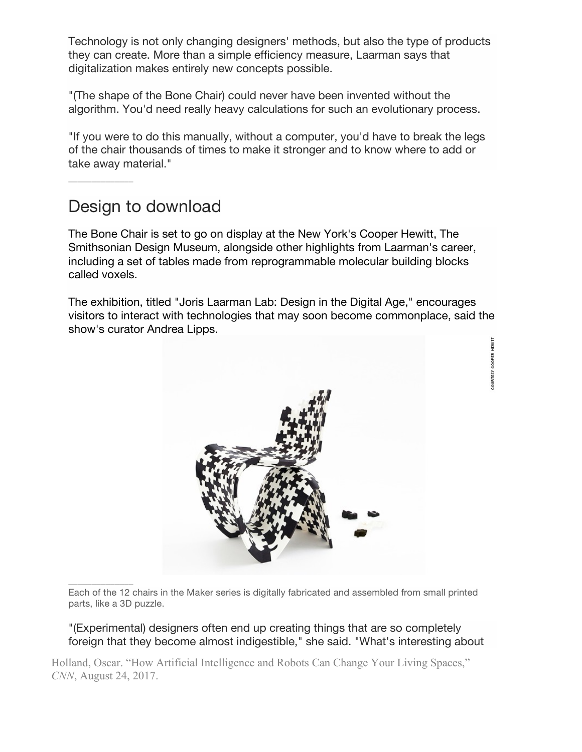Technology is not only changing designers' methods, but also the type of products they can create. More than a simple efficiency measure, Laarman says that digitalization makes entirely new concepts possible.

"(The shape of the Bone Chair) could never have been invented without the algorithm. You'd need really heavy calculations for such an evolutionary process.

"If you were to do this manually, without a computer, you'd have to break the legs of the chair thousands of times to make it stronger and to know where to add or take away material."

## Design to download

The Bone Chair is set to go on display at the New York's Cooper Hewitt, The Smithsonian Design Museum, alongside other highlights from Laarman's career, including a set of tables made from reprogrammable molecular building blocks called voxels.

The exhibition, titled "Joris Laarman Lab: Design in the Digital Age," encourages visitors to interact with technologies that may soon become commonplace, said the show's curator Andrea Lipps.

COURTESY COOPER HEWITT

Each of the 12 chairs in the Maker series is digitally fabricated and assembled from small printed parts, like a 3D puzzle.

"(Experimental) designers often end up creating things that are so completely foreign that they become almost indigestible," she said. "What's interesting about

Holland, Oscar. "How Artificial Intelligence and Robots Can Change Your Living Spaces," *CNN*, August 24, 2017.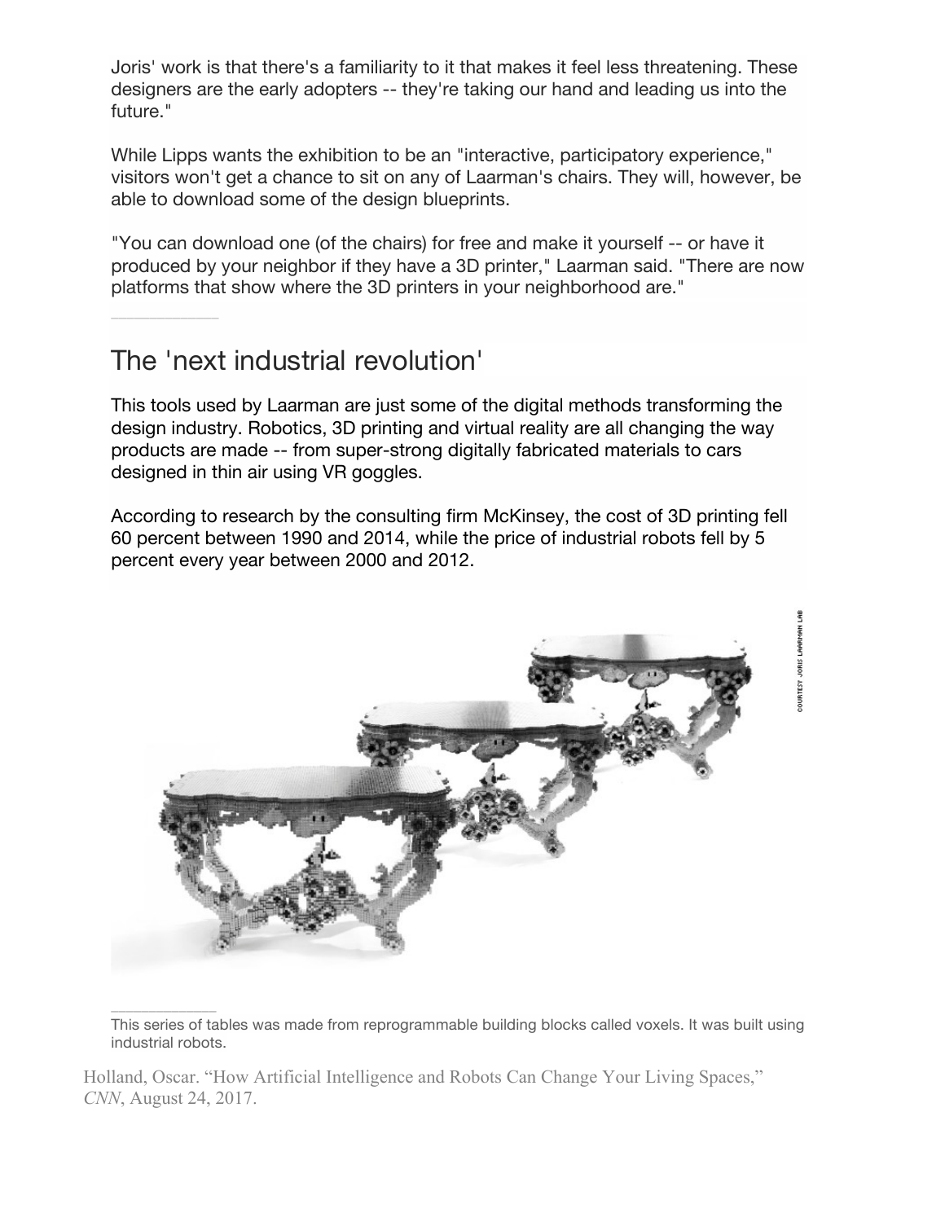Joris' work is that there's a familiarity to it that makes it feel less threatening. These designers are the early adopters -- they're taking our hand and leading us into the future."

While Lipps wants the exhibition to be an "interactive, participatory experience," visitors won't get a chance to sit on any of Laarman's chairs. They will, however, be able to download some of the design blueprints.

"You can download one (of the chairs) for free and make it yourself -- or have it produced by your neighbor if they have a 3D printer," Laarman said. "There are now platforms that show where the 3D printers in your neighborhood are."

## The 'next industrial revolution'

This tools used by Laarman are just some of the digital methods transforming the design industry. Robotics, 3D printing and virtual reality are all changing the way products are made -- from super-strong digitally fabricated materials to cars designed in thin air using VR goggles.

According to research by the consulting firm McKinsey, the cost of 3D printing fell 60 percent between 1990 and 2014, while the price of industrial robots fell by 5 percent every year between 2000 and 2012.

COURTESY JORIS LAARMAN LAB

This series of tables was made from reprogrammable building blocks called voxels. It was built using industrial robots.

Holland, Oscar. "How Artificial Intelligence and Robots Can Change Your Living Spaces," *CNN*, August 24, 2017.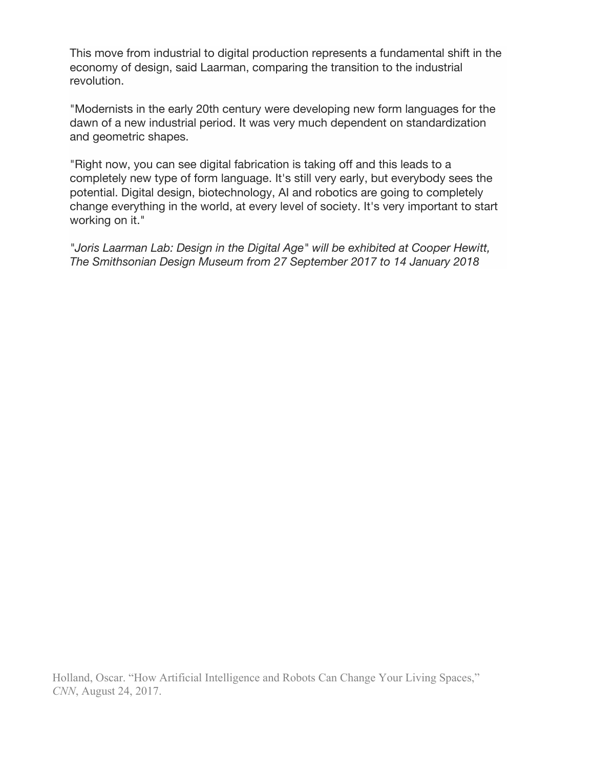This move from industrial to digital production represents a fundamental shift in the economy of design, said Laarman, comparing the transition to the industrial revolution.

"Modernists in the early 20th century were developing new form languages for the dawn of a new industrial period. It was very much dependent on standardization and geometric shapes.

"Right now, you can see digital fabrication is taking off and this leads to a completely new type of form language. It's still very early, but everybody sees the potential. Digital design, biotechnology, AI and robotics are going to completely change everything in the world, at every level of society. It's very important to start working on it."

*"Joris Laarman Lab: Design in the Digital Age" will be exhibited at Cooper Hewitt, The Smithsonian Design Museum from 27 September 2017 to 14 January 2018*

Holland, Oscar. "How Artificial Intelligence and Robots Can Change Your Living Spaces," *CNN*, August 24, 2017.